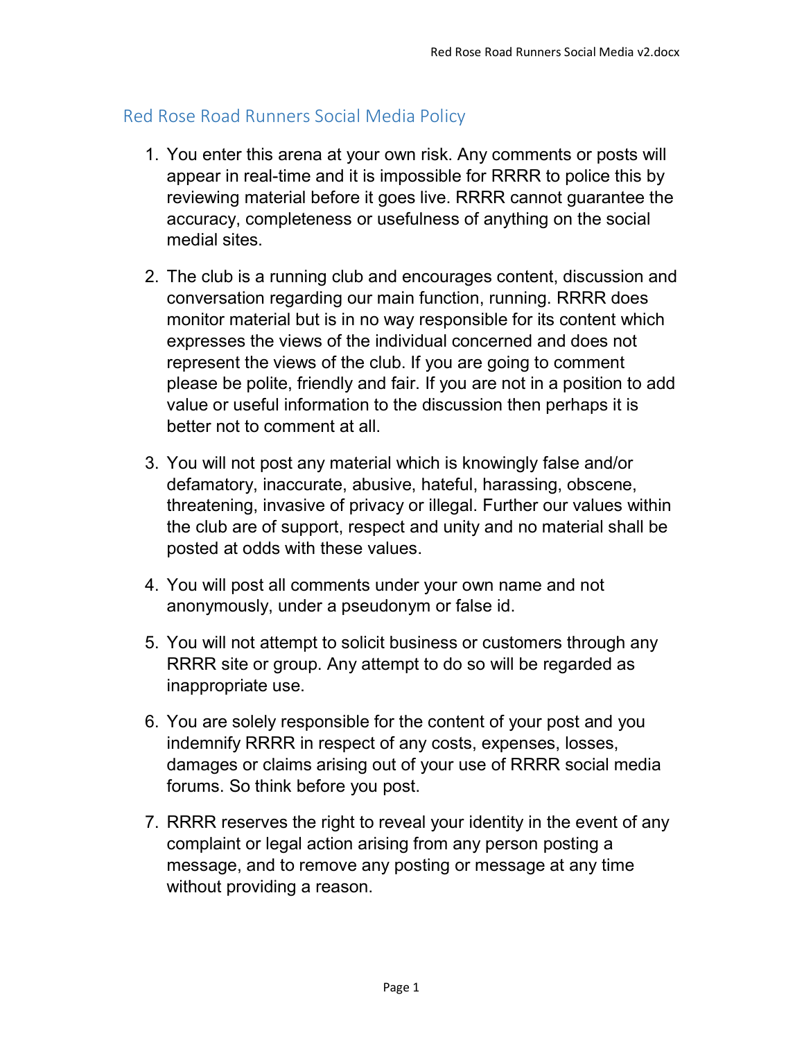## Red Rose Road Runners Social Media Policy

1. You enter this arena at your own risk. Any comments or posts will appear in real-time and it is impossible for RRRR to police this by reviewing material before it goes live. RRRR cannot guarantee the accuracy, completeness or usefulness of anything on the social medial sites.

2. The club is a running club and encourages content, discussion and conversation regarding our main function, running. RRRR does monitor material but is in no way responsible for its content which expresses the views of the individual concerned and does not represent the views of the club. If you are going to comment please be polite, friendly and fair. If you are not in a position to add value or useful information to the discussion then perhaps it is better not to comment at all.

3. You will not post any material which is knowingly false and/or defamatory, inaccurate, abusive, hateful, harassing, obscene, threatening, invasive of privacy or illegal. Further our values within the club are of support, respect and unity and no material shall be posted at odds with these values.

4. You will post all comments under your own name and not anonymously, under a pseudonym or false id.

5. You will not attempt to solicit business or customers through any RRRR site or group. Any attempt to do so will be regarded as inappropriate use.

6. You are solely responsible for the content of your post and you indemnify RRRR in respect of any costs, expenses, losses, damages or claims arising out of your use of RRRR social media forums. So think before you post.

7. RRRR reserves the right to reveal your identity in the event of any complaint or legal action arising from any person posting a message, and to remove any posting or message at any time without providing a reason.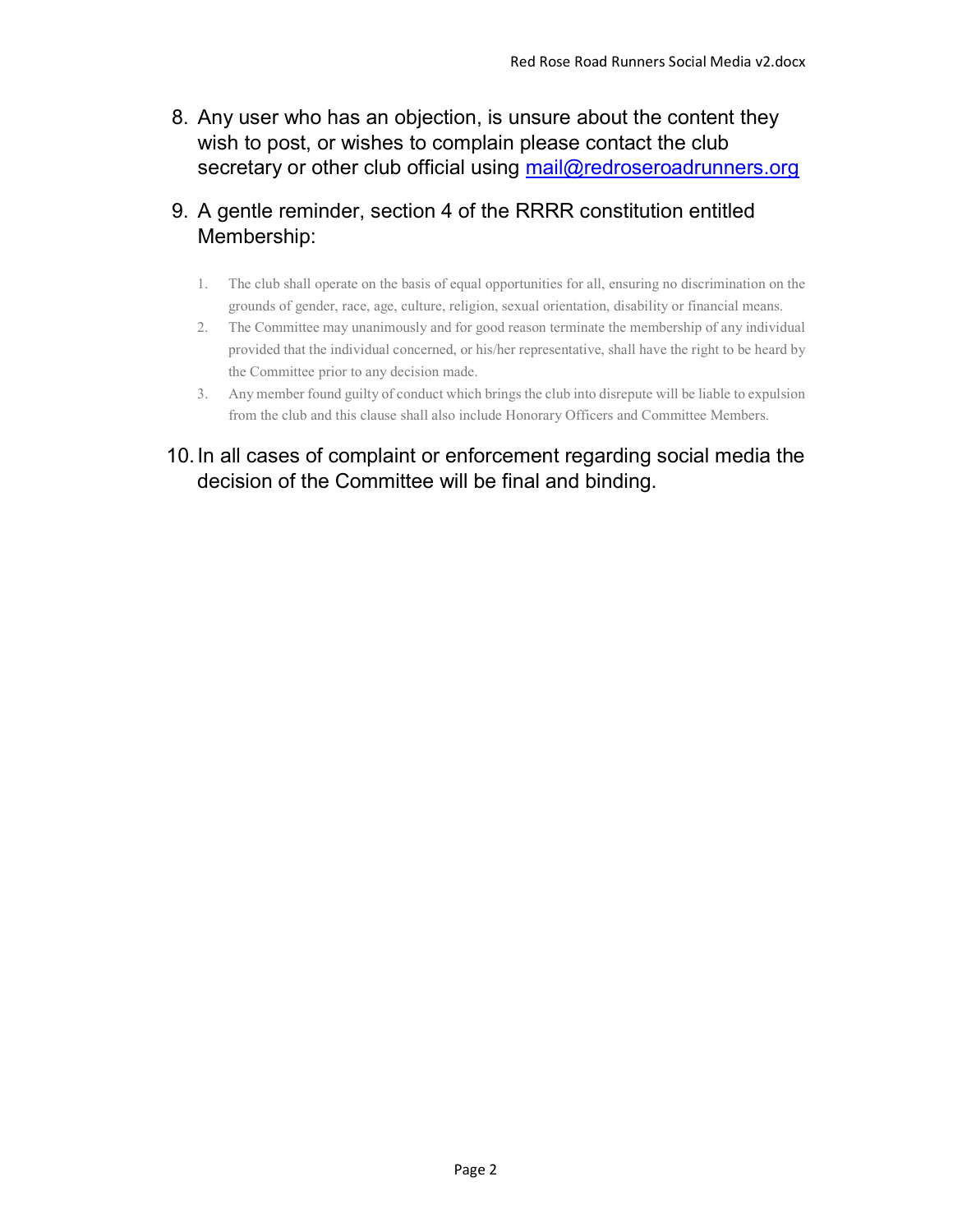8. Any user who has an objection, is unsure about the content they wish to post, or wishes to complain please contact the club secretary or other club official using [mail@redroseroadrunners.org](mailto:mail@redroseroadrunners.org)

9. A gentle reminder, section 4 of the RRRR constitution entitled Membership:

    1. The club shall operate on the basis of equal opportunities for all, ensuring no discrimination on the grounds of gender, race, age, culture, religion, sexual orientation, disability or financial means.
    2. The Committee may unanimously and for good reason terminate the membership of any individual provided that the individual concerned, or his/her representative, shall have the right to be heard by the Committee prior to any decision made.
    3. Any member found guilty of conduct which brings the club into disrepute will be liable to expulsion from the club and this clause shall also include Honorary Officers and Committee Members.

10. In all cases of complaint or enforcement regarding social media the decision of the Committee will be final and binding.